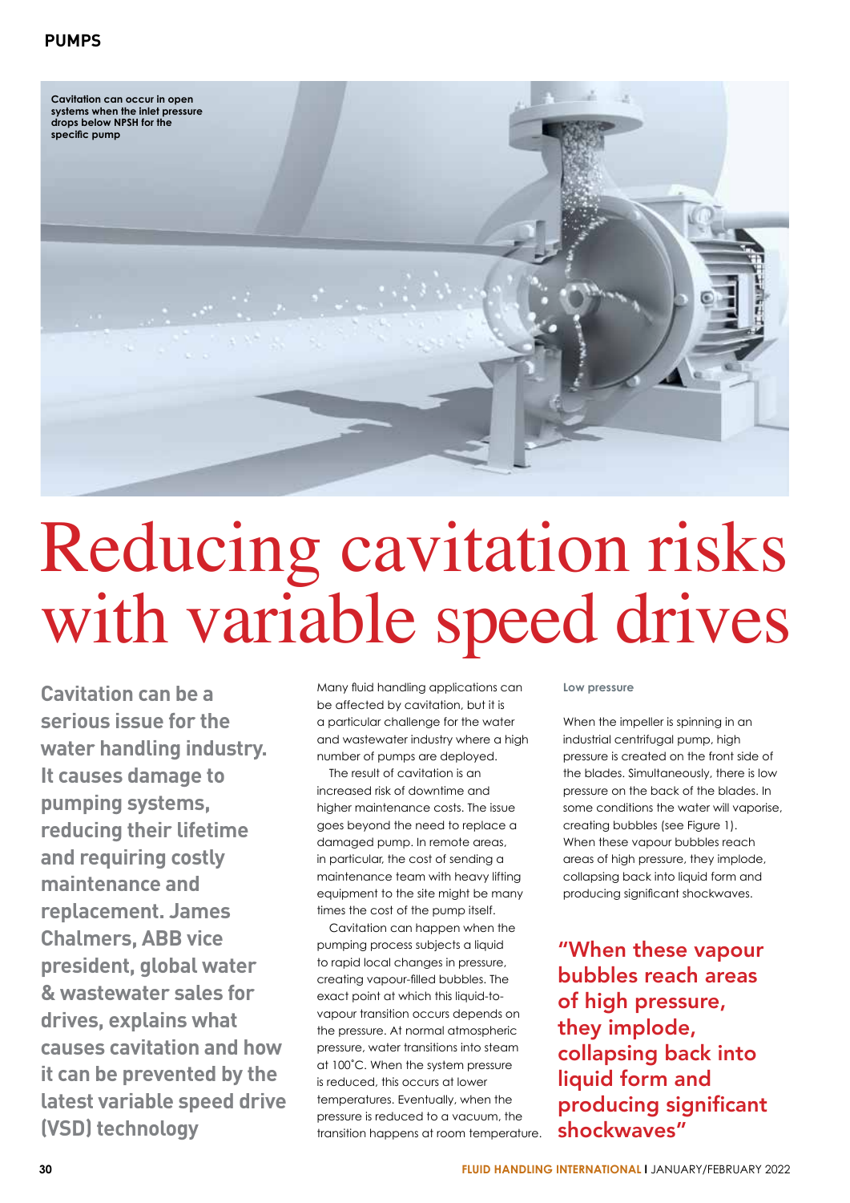Cavitation can occur in open systems when the inlet pressure drops below NPSH for the specific pump

# Reducing cavitation risks with variable speed drives

**Cavitation can be a serious issue for the water handling industry. It causes damage to pumping systems, reducing their lifetime and requiring costly maintenance and replacement. James Chalmers, ABB vice president, global water & wastewater sales for drives, explains what causes cavitation and how it can be prevented by the latest variable speed drive (VSD) technology**

Many fluid handling applications can be affected by cavitation, but it is a particular challenge for the water and wastewater industry where a high number of pumps are deployed.

The result of cavitation is an increased risk of downtime and higher maintenance costs. The issue goes beyond the need to replace a damaged pump. In remote areas, in particular, the cost of sending a maintenance team with heavy lifting equipment to the site might be many times the cost of the pump itself.

Cavitation can happen when the pumping process subjects a liquid to rapid local changes in pressure, creating vapour-filled bubbles. The exact point at which this liquid-to-vapour transition occurs depends on the pressure. At normal atmospheric pressure, water transitions into steam at 100°C. When the system pressure is reduced, this occurs at lower temperatures. Eventually, when the pressure is reduced to a vacuum, the transition happens at room temperature.

### Low pressure

When the impeller is spinning in an industrial centrifugal pump, high pressure is created on the front side of the blades. Simultaneously, there is low pressure on the back of the blades. In some conditions the water will vaporise, creating bubbles (see Figure 1). When these vapour bubbles reach areas of high pressure, they implode, collapsing back into liquid form and producing significant shockwaves.

> "When these vapour bubbles reach areas of high pressure, they implode, collapsing back into liquid form and producing significant shockwaves"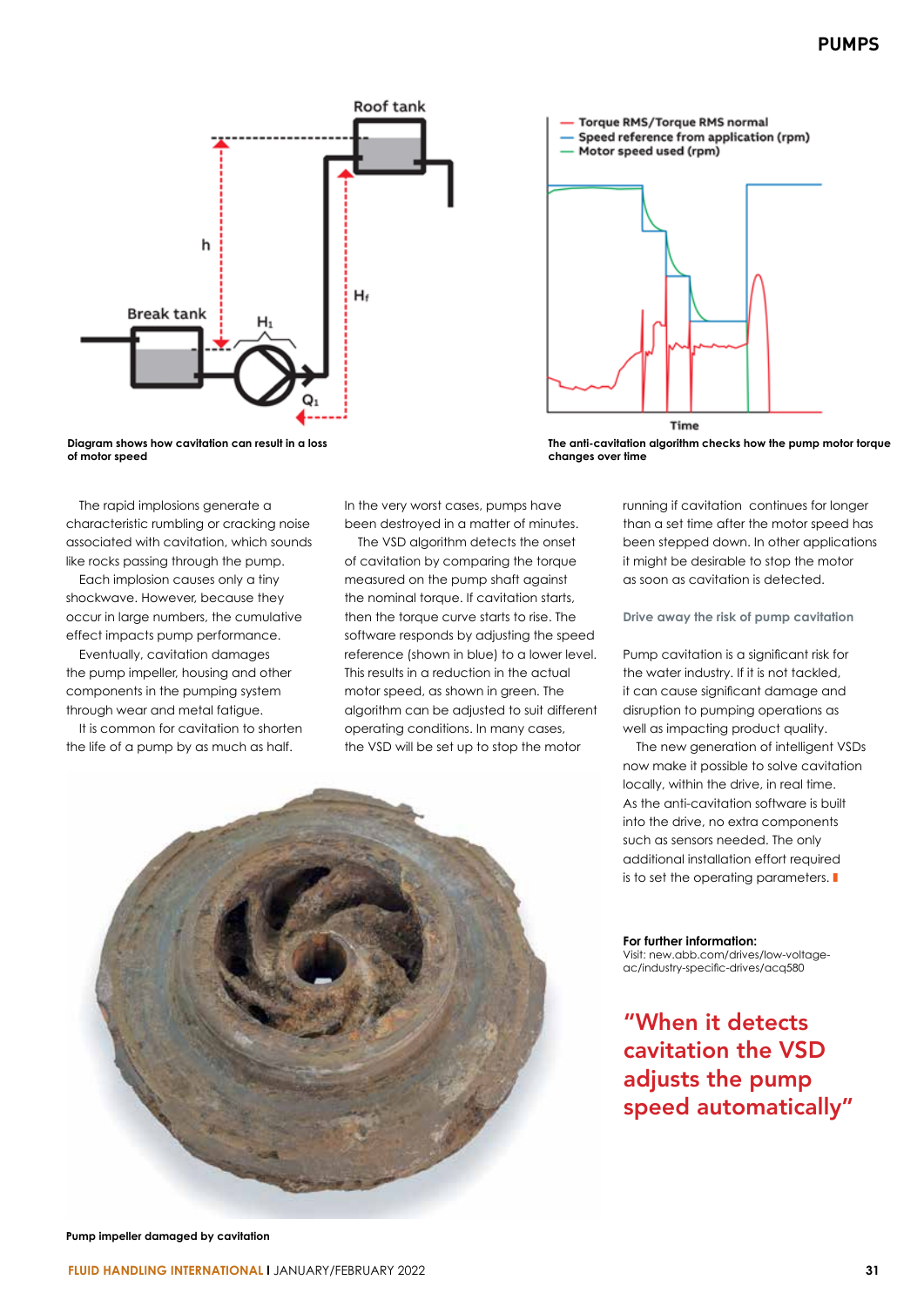Roof tank

h

Break tank

$H_1$

$H_f$

$Q_1$

Diagram shows how cavitation can result in a loss of motor speed

Torque RMS/Torque RMS normal

Speed reference from application (rpm)

Motor speed used (rpm)

Time

The anti-cavitation algorithm checks how the pump motor torque changes over time

The rapid implosions generate a characteristic rumbling or cracking noise associated with cavitation, which sounds like rocks passing through the pump.

Each implosion causes only a tiny shockwave. However, because they occur in large numbers, the cumulative effect impacts pump performance.

Eventually, cavitation damages the pump impeller, housing and other components in the pumping system through wear and metal fatigue.

It is common for cavitation to shorten the life of a pump by as much as half.

In the very worst cases, pumps have been destroyed in a matter of minutes.

The VSD algorithm detects the onset of cavitation by comparing the torque measured on the pump shaft against the nominal torque. If cavitation starts, then the torque curve starts to rise. The software responds by adjusting the speed reference (shown in blue) to a lower level. This results in a reduction in the actual motor speed, as shown in green. The algorithm can be adjusted to suit different operating conditions. In many cases, the VSD will be set up to stop the motor running if cavitation continues for longer than a set time after the motor speed has been stepped down. In other applications it might be desirable to stop the motor as soon as cavitation is detected.

## Drive away the risk of pump cavitation

Pump cavitation is a significant risk for the water industry. If it is not tackled, it can cause significant damage and disruption to pumping operations as well as impacting product quality.

The new generation of intelligent VSDs now make it possible to solve cavitation locally, within the drive, in real time. As the anti-cavitation software is built into the drive, no extra components such as sensors needed. The only additional installation effort required is to set the operating parameters.

**For further information:**
Visit: new.abb.com/drives/low-voltage-ac/industry-specific-drives/acq580

**"When it detects cavitation the VSD adjusts the pump speed automatically"**

Pump impeller damaged by cavitation